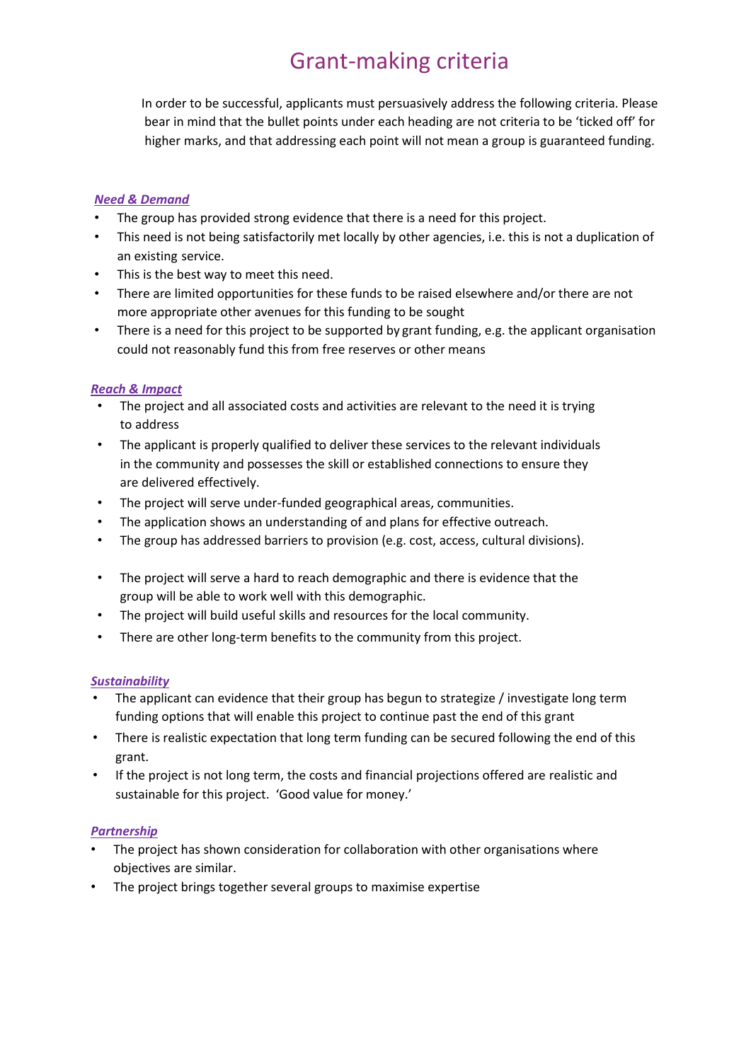# Grant-making criteria

In order to be successful, applicants must persuasively address the following criteria. Please bear in mind that the bullet points under each heading are not criteria to be 'ticked off' for higher marks, and that addressing each point will not mean a group is guaranteed funding.

## *Need & Demand*

- The group has provided strong evidence that there is a need for this project.
- This need is not being satisfactorily met locally by other agencies, i.e. this is not a duplication of an existing service.
- This is the best way to meet this need.
- There are limited opportunities for these funds to be raised elsewhere and/or there are not more appropriate other avenues for this funding to be sought
- There is a need for this project to be supported by grant funding, e.g. the applicant organisation could not reasonably fund this from free reserves or other means

## *Reach & Impact*

- The project and all associated costs and activities are relevant to the need it is trying to address
- The applicant is properly qualified to deliver these services to the relevant individuals in the community and possesses the skill or established connections to ensure they are delivered effectively.
- The project will serve under-funded geographical areas, communities.
- The application shows an understanding of and plans for effective outreach.
- The group has addressed barriers to provision (e.g. cost, access, cultural divisions).
- The project will serve a hard to reach demographic and there is evidence that the group will be able to work well with this demographic.
- The project will build useful skills and resources for the local community.
- There are other long-term benefits to the community from this project.

## *Sustainability*

- The applicant can evidence that their group has begun to strategize / investigate long term funding options that will enable this project to continue past the end of this grant
- There is realistic expectation that long term funding can be secured following the end of this grant.
- If the project is not long term, the costs and financial projections offered are realistic and sustainable for this project. 'Good value for money.'

## *Partnership*

- The project has shown consideration for collaboration with other organisations where objectives are similar.
- The project brings together several groups to maximise expertise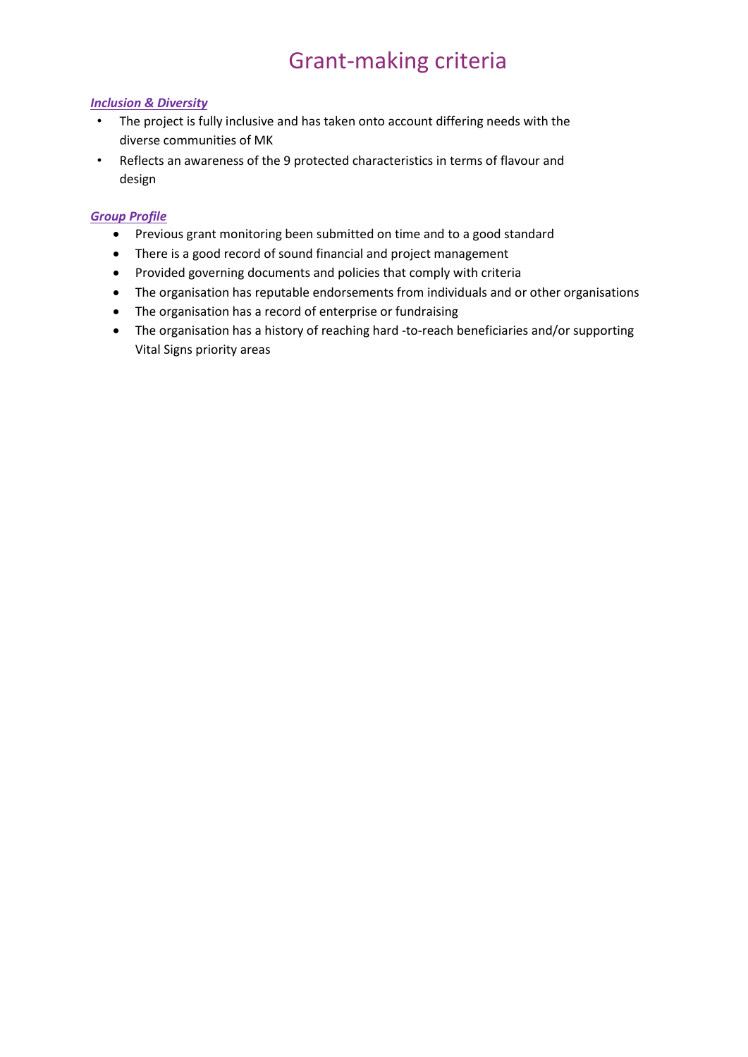# Grant-making criteria

***Inclusion & Diversity***

- The project is fully inclusive and has taken onto account differing needs with the diverse communities of MK
- Reflects an awareness of the 9 protected characteristics in terms of flavour and design

***Group Profile***

- Previous grant monitoring been submitted on time and to a good standard
- There is a good record of sound financial and project management
- Provided governing documents and policies that comply with criteria
- The organisation has reputable endorsements from individuals and or other organisations
- The organisation has a record of enterprise or fundraising
- The organisation has a history of reaching hard -to-reach beneficiaries and/or supporting Vital Signs priority areas